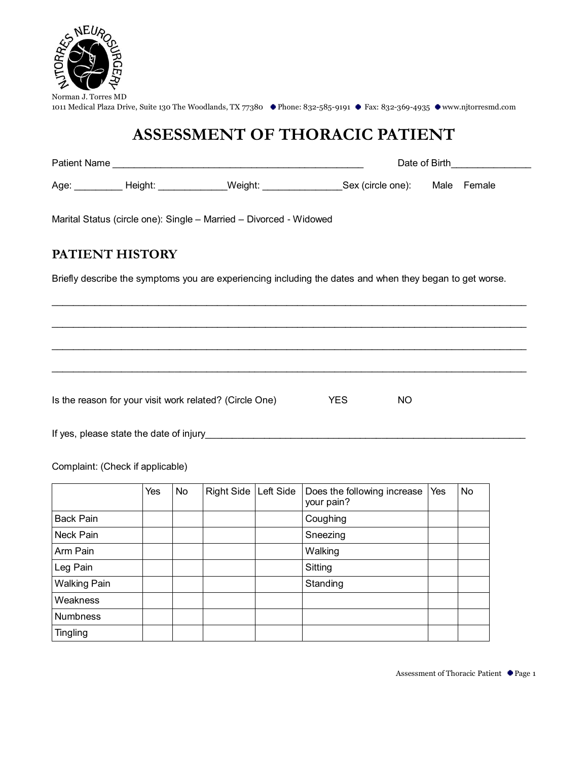NJTORRES NEUROSURGERY

Norman J. Torres MD
1011 Medical Plaza Drive, Suite 130 The Woodlands, TX 77380 • Phone: 832-585-9191 • Fax: 832-369-4935 • www.njtorresmd.com

# ASSESSMENT OF THORACIC PATIENT

Patient Name _____________________________________________ Date of Birth______________

Age: ________ Height: ____________Weight: ______________Sex (circle one): Male Female

Marital Status (circle one): Single – Married – Divorced - Widowed

## PATIENT HISTORY

Briefly describe the symptoms you are experiencing including the dates and when they began to get worse.

_____________________________________________________________________________________

_____________________________________________________________________________________

_____________________________________________________________________________________

_____________________________________________________________________________________

Is the reason for your visit work related? (Circle One) YES NO

If yes, please state the date of injury_____________________________________________________

Complaint: (Check if applicable)

| | Yes | No | Right Side | Left Side | Does the following increase your pain? | Yes | No |
|---|---|---|---|---|---|---|---|
| Back Pain | | | | | Coughing | | |
| Neck Pain | | | | | Sneezing | | |
| Arm Pain | | | | | Walking | | |
| Leg Pain | | | | | Sitting | | |
| Walking Pain | | | | | Standing | | |
| Weakness | | | | | | | |
| Numbness | | | | | | | |
| Tingling | | | | | | | |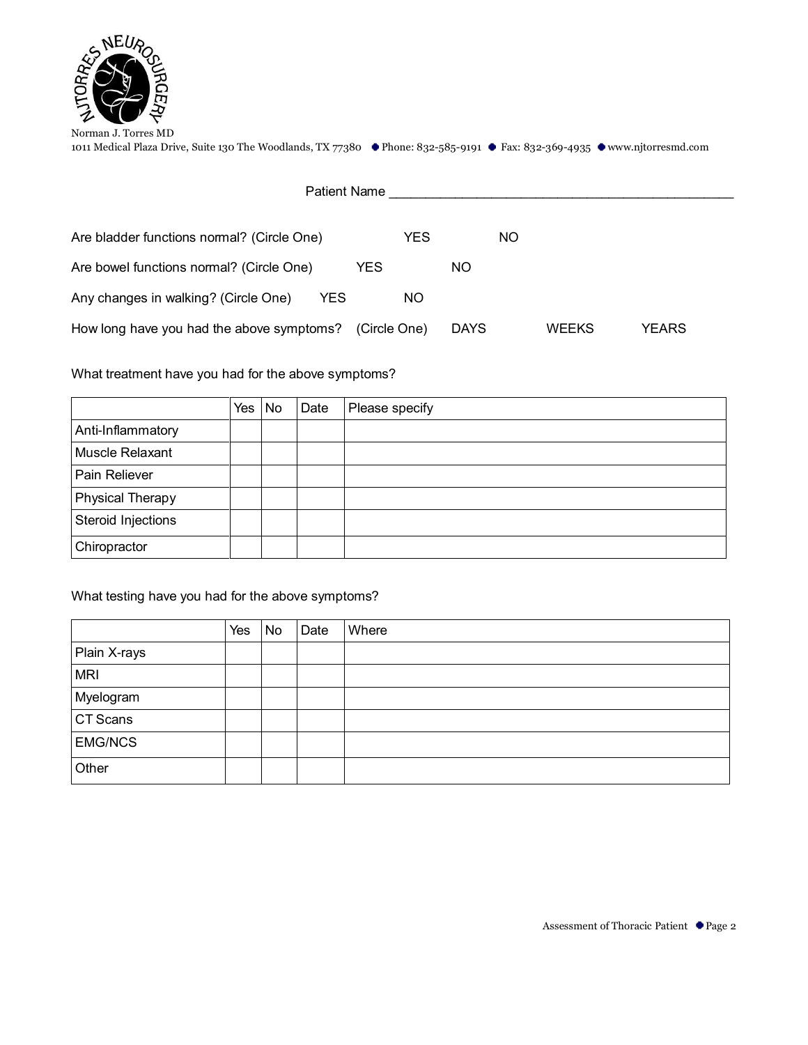Norman J. Torres MD
1011 Medical Plaza Drive, Suite 130 The Woodlands, TX 77380 ● Phone: 832-585-9191 ● Fax: 832-369-4935 ● www.njtorresmd.com

Patient Name ______________________________________________

Are bladder functions normal? (Circle One) YES NO

Are bowel functions normal? (Circle One) YES NO

Any changes in walking? (Circle One) YES NO

How long have you had the above symptoms? (Circle One) DAYS WEEKS YEARS

What treatment have you had for the above symptoms?

| | Yes | No | Date | Please specify |
|---|---|---|---|---|
| Anti-Inflammatory | | | | |
| Muscle Relaxant | | | | |
| Pain Reliever | | | | |
| Physical Therapy | | | | |
| Steroid Injections | | | | |
| Chiropractor | | | | |

What testing have you had for the above symptoms?

| | Yes | No | Date | Where |
|---|---|---|---|---|
| Plain X-rays | | | | |
| MRI | | | | |
| Myelogram | | | | |
| CT Scans | | | | |
| EMG/NCS | | | | |
| Other | | | | |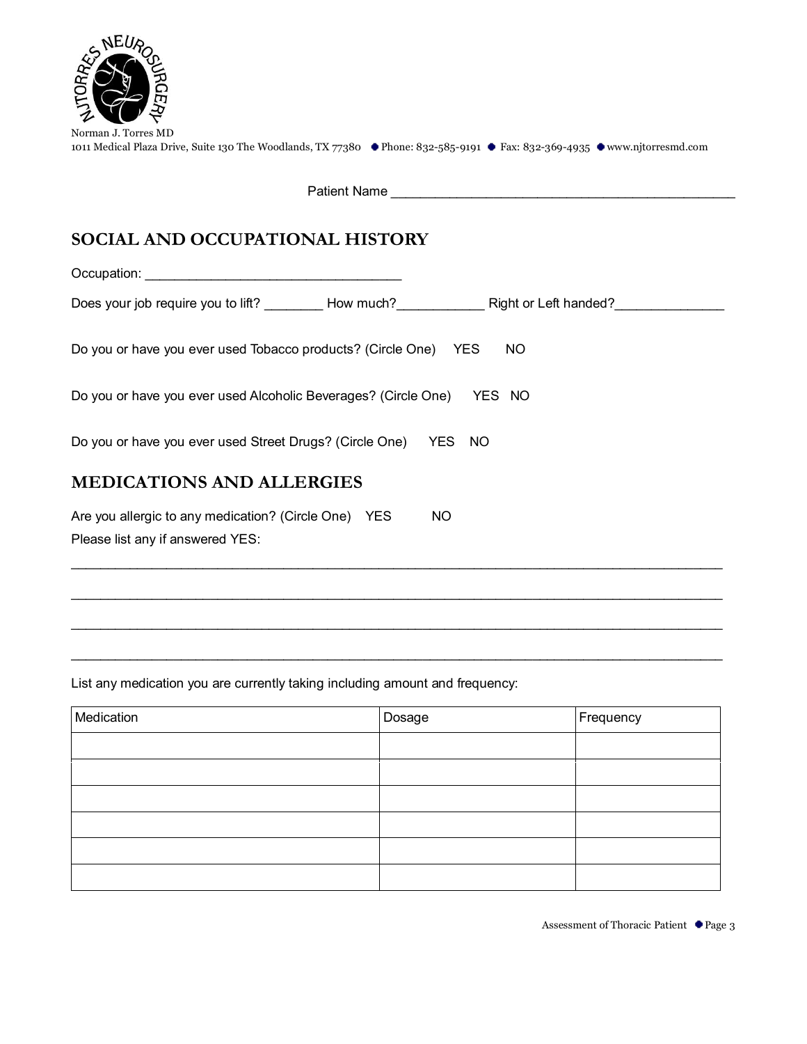Norman J. Torres MD
1011 Medical Plaza Drive, Suite 130 The Woodlands, TX 77380 • Phone: 832-585-9191 • Fax: 832-369-4935 • www.njtorresmd.com

Patient Name ______________________________________________

## SOCIAL AND OCCUPATIONAL HISTORY

Occupation: _________________________________

Does your job require you to lift? ________ How much?___________ Right or Left handed?______________

Do you or have you ever used Tobacco products? (Circle One) YES NO

Do you or have you ever used Alcoholic Beverages? (Circle One) YES NO

Do you or have you ever used Street Drugs? (Circle One) YES NO

## MEDICATIONS AND ALLERGIES

Are you allergic to any medication? (Circle One) YES NO

Please list any if answered YES:

______________________________________________________________________________

______________________________________________________________________________

______________________________________________________________________________

______________________________________________________________________________

List any medication you are currently taking including amount and frequency:

| Medication | Dosage | Frequency |
|---|---|---|
| | | |
| | | |
| | | |
| | | |
| | | |
| | | |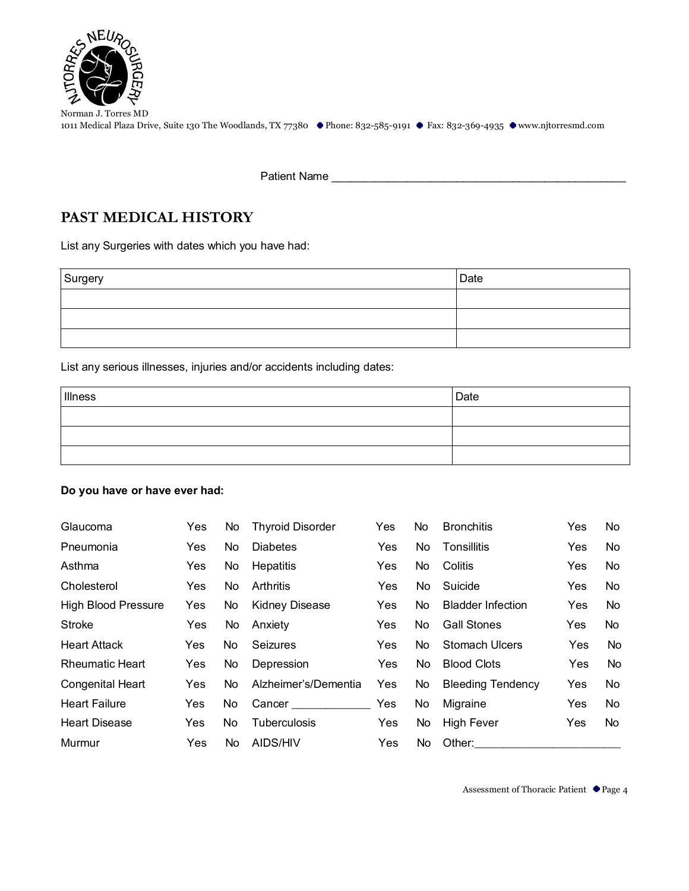NJTORRES NEUROSURGERY

Norman J. Torres MD
1011 Medical Plaza Drive, Suite 130 The Woodlands, TX 77380 • Phone: 832-585-9191 • Fax: 832-369-4935 • www.njtorresmd.com

Patient Name ___________________________________________

## PAST MEDICAL HISTORY

List any Surgeries with dates which you have had:

| Surgery | Date |
|---|---|
| | |
| | |
| | |

List any serious illnesses, injuries and/or accidents including dates:

| Illness | Date |
|---|---|
| | |
| | |
| | |

**Do you have or have ever had:**

| | | | | | | | | |
|---|---|---|---|---|---|---|---|---|
| Glaucoma | Yes | No | Thyroid Disorder | Yes | No | Bronchitis | Yes | No |
| Pneumonia | Yes | No | Diabetes | Yes | No | Tonsillitis | Yes | No |
| Asthma | Yes | No | Hepatitis | Yes | No | Colitis | Yes | No |
| Cholesterol | Yes | No | Arthritis | Yes | No | Suicide | Yes | No |
| High Blood Pressure | Yes | No | Kidney Disease | Yes | No | Bladder Infection | Yes | No |
| Stroke | Yes | No | Anxiety | Yes | No | Gall Stones | Yes | No |
| Heart Attack | Yes | No | Seizures | Yes | No | Stomach Ulcers | Yes | No |
| Rheumatic Heart | Yes | No | Depression | Yes | No | Blood Clots | Yes | No |
| Congenital Heart | Yes | No | Alzheimer's/Dementia | Yes | No | Bleeding Tendency | Yes | No |
| Heart Failure | Yes | No | Cancer ____________ | Yes | No | Migraine | Yes | No |
| Heart Disease | Yes | No | Tuberculosis | Yes | No | High Fever | Yes | No |
| Murmur | Yes | No | AIDS/HIV | Yes | No | Other:______________________ | | |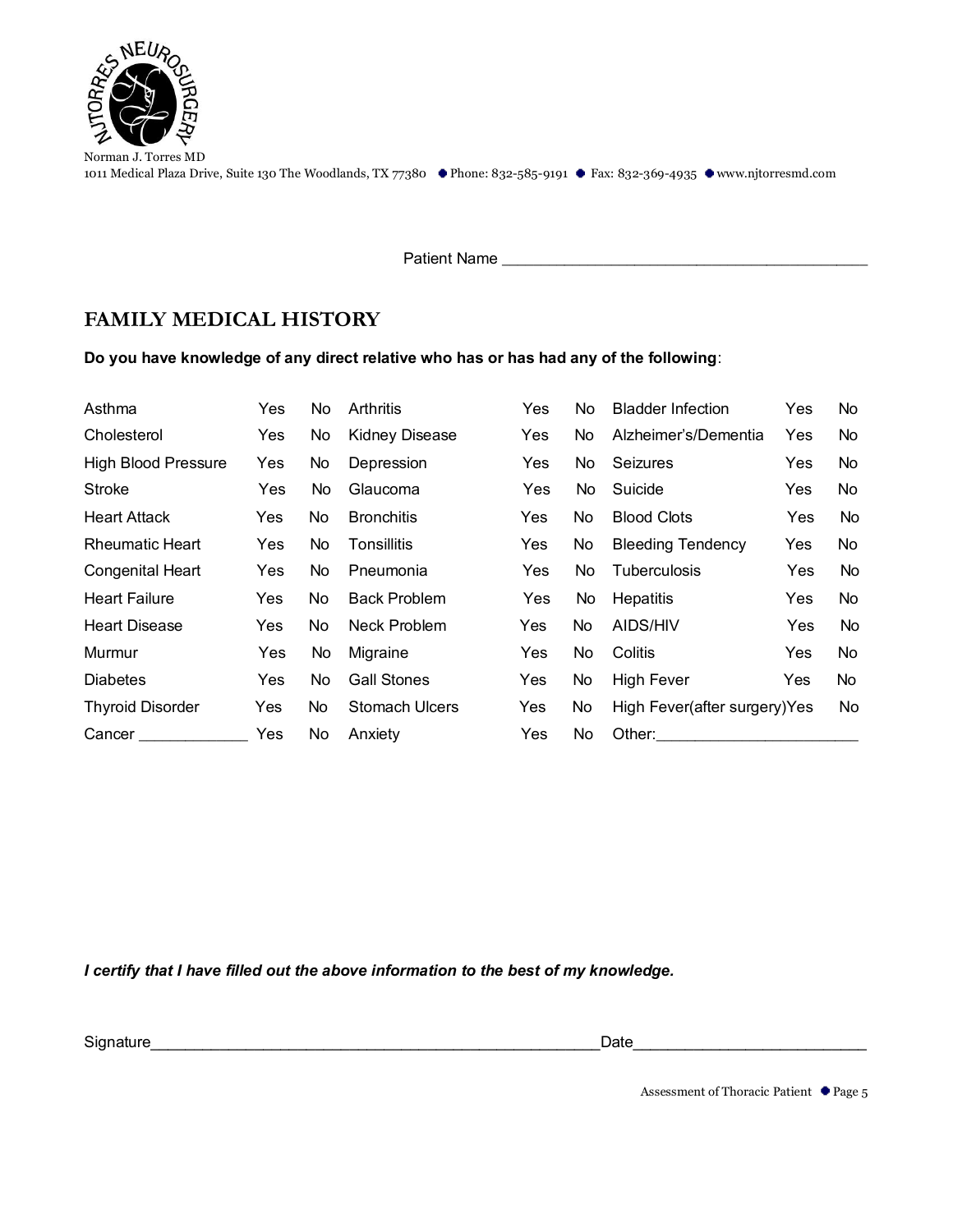Norman J. Torres MD
1011 Medical Plaza Drive, Suite 130 The Woodlands, TX 77380 ● Phone: 832-585-9191 ● Fax: 832-369-4935 ● www.njtorresmd.com

Patient Name ________________________________________

## FAMILY MEDICAL HISTORY

**Do you have knowledge of any direct relative who has or has had any of the following**:

| | | | | | | | | |
|---|---|---|---|---|---|---|---|---|
| Asthma | Yes | No | Arthritis | Yes | No | Bladder Infection | Yes | No |
| Cholesterol | Yes | No | Kidney Disease | Yes | No | Alzheimer's/Dementia | Yes | No |
| High Blood Pressure | Yes | No | Depression | Yes | No | Seizures | Yes | No |
| Stroke | Yes | No | Glaucoma | Yes | No | Suicide | Yes | No |
| Heart Attack | Yes | No | Bronchitis | Yes | No | Blood Clots | Yes | No |
| Rheumatic Heart | Yes | No | Tonsillitis | Yes | No | Bleeding Tendency | Yes | No |
| Congenital Heart | Yes | No | Pneumonia | Yes | No | Tuberculosis | Yes | No |
| Heart Failure | Yes | No | Back Problem | Yes | No | Hepatitis | Yes | No |
| Heart Disease | Yes | No | Neck Problem | Yes | No | AIDS/HIV | Yes | No |
| Murmur | Yes | No | Migraine | Yes | No | Colitis | Yes | No |
| Diabetes | Yes | No | Gall Stones | Yes | No | High Fever | Yes | No |
| Thyroid Disorder | Yes | No | Stomach Ulcers | Yes | No | High Fever(after surgery) | Yes | No |
| Cancer ____________ | Yes | No | Anxiety | Yes | No | Other:______________________ | | |

***I certify that I have filled out the above information to the best of my knowledge.***

Signature__________________________________________________ Date________________________

Assessment of Thoracic Patient